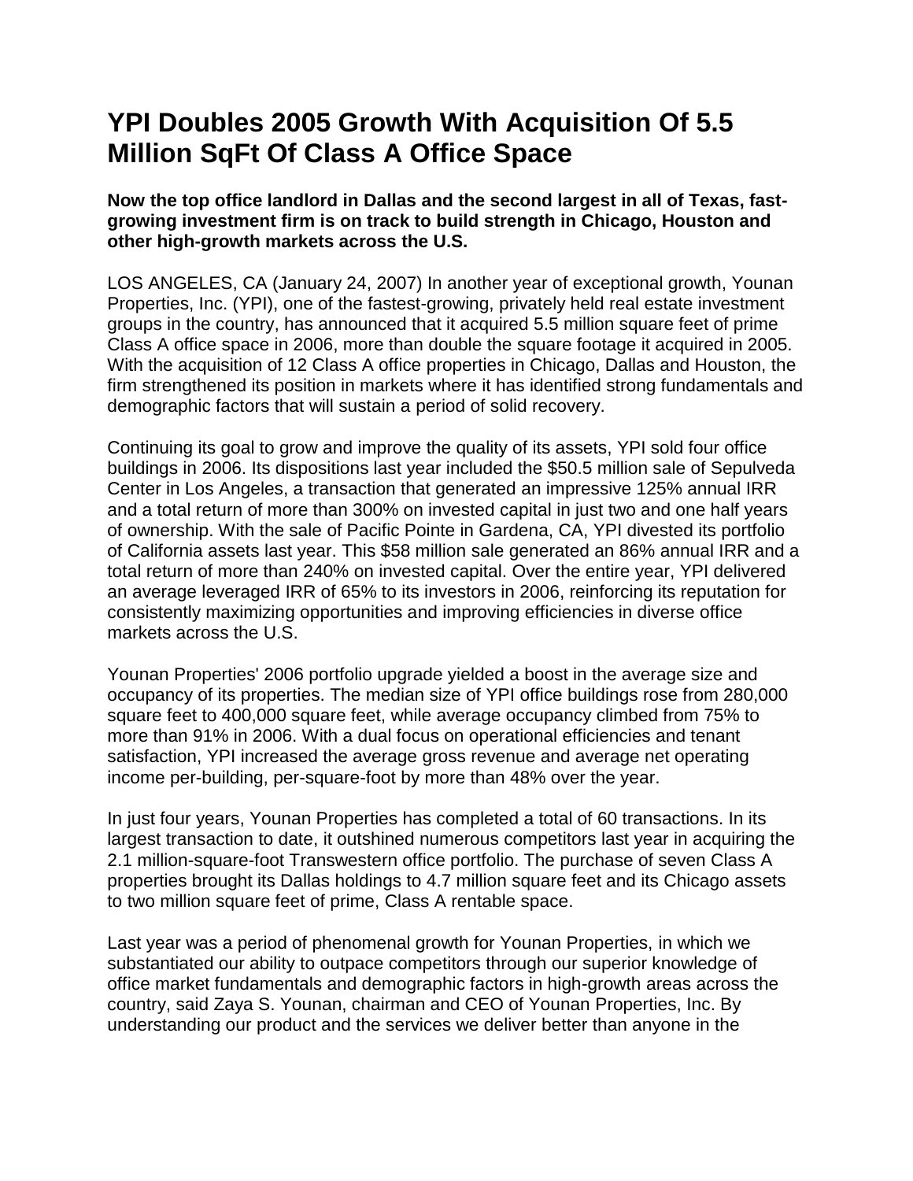# YPI Doubles 2005 Growth With Acquisition Of 5.5 Million SqFt Of Class A Office Space

**Now the top office landlord in Dallas and the second largest in all of Texas, fast-growing investment firm is on track to build strength in Chicago, Houston and other high-growth markets across the U.S.**

LOS ANGELES, CA (January 24, 2007) In another year of exceptional growth, Younan Properties, Inc. (YPI), one of the fastest-growing, privately held real estate investment groups in the country, has announced that it acquired 5.5 million square feet of prime Class A office space in 2006, more than double the square footage it acquired in 2005. With the acquisition of 12 Class A office properties in Chicago, Dallas and Houston, the firm strengthened its position in markets where it has identified strong fundamentals and demographic factors that will sustain a period of solid recovery.

Continuing its goal to grow and improve the quality of its assets, YPI sold four office buildings in 2006. Its dispositions last year included the $50.5 million sale of Sepulveda Center in Los Angeles, a transaction that generated an impressive 125% annual IRR and a total return of more than 300% on invested capital in just two and one half years of ownership. With the sale of Pacific Pointe in Gardena, CA, YPI divested its portfolio of California assets last year. This $58 million sale generated an 86% annual IRR and a total return of more than 240% on invested capital. Over the entire year, YPI delivered an average leveraged IRR of 65% to its investors in 2006, reinforcing its reputation for consistently maximizing opportunities and improving efficiencies in diverse office markets across the U.S.

Younan Properties' 2006 portfolio upgrade yielded a boost in the average size and occupancy of its properties. The median size of YPI office buildings rose from 280,000 square feet to 400,000 square feet, while average occupancy climbed from 75% to more than 91% in 2006. With a dual focus on operational efficiencies and tenant satisfaction, YPI increased the average gross revenue and average net operating income per-building, per-square-foot by more than 48% over the year.

In just four years, Younan Properties has completed a total of 60 transactions. In its largest transaction to date, it outshined numerous competitors last year in acquiring the 2.1 million-square-foot Transwestern office portfolio. The purchase of seven Class A properties brought its Dallas holdings to 4.7 million square feet and its Chicago assets to two million square feet of prime, Class A rentable space.

Last year was a period of phenomenal growth for Younan Properties, in which we substantiated our ability to outpace competitors through our superior knowledge of office market fundamentals and demographic factors in high-growth areas across the country, said Zaya S. Younan, chairman and CEO of Younan Properties, Inc. By understanding our product and the services we deliver better than anyone in the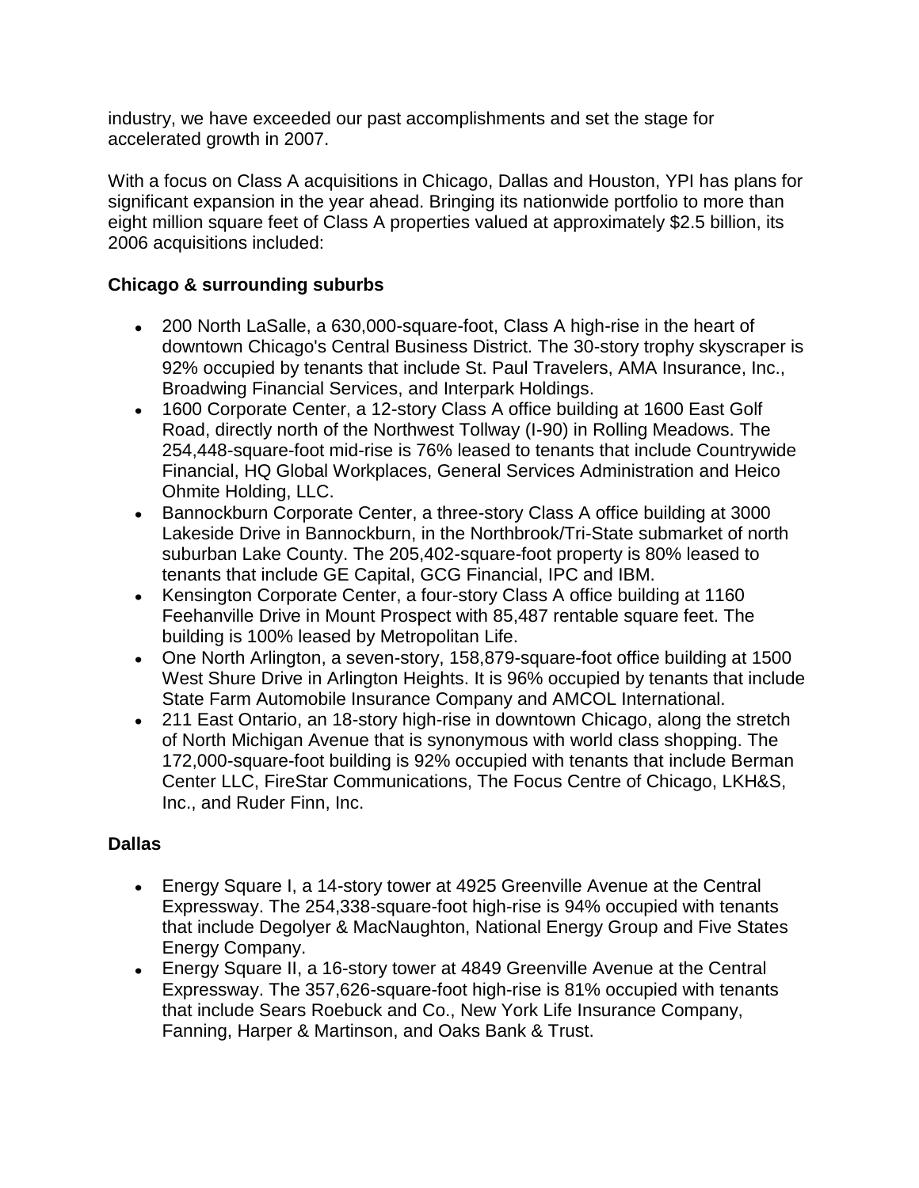industry, we have exceeded our past accomplishments and set the stage for accelerated growth in 2007.

With a focus on Class A acquisitions in Chicago, Dallas and Houston, YPI has plans for significant expansion in the year ahead. Bringing its nationwide portfolio to more than eight million square feet of Class A properties valued at approximately $2.5 billion, its 2006 acquisitions included:

**Chicago & surrounding suburbs**

- 200 North LaSalle, a 630,000-square-foot, Class A high-rise in the heart of downtown Chicago's Central Business District. The 30-story trophy skyscraper is 92% occupied by tenants that include St. Paul Travelers, AMA Insurance, Inc., Broadwing Financial Services, and Interpark Holdings.
- 1600 Corporate Center, a 12-story Class A office building at 1600 East Golf Road, directly north of the Northwest Tollway (I-90) in Rolling Meadows. The 254,448-square-foot mid-rise is 76% leased to tenants that include Countrywide Financial, HQ Global Workplaces, General Services Administration and Heico Ohmite Holding, LLC.
- Bannockburn Corporate Center, a three-story Class A office building at 3000 Lakeside Drive in Bannockburn, in the Northbrook/Tri-State submarket of north suburban Lake County. The 205,402-square-foot property is 80% leased to tenants that include GE Capital, GCG Financial, IPC and IBM.
- Kensington Corporate Center, a four-story Class A office building at 1160 Feehanville Drive in Mount Prospect with 85,487 rentable square feet. The building is 100% leased by Metropolitan Life.
- One North Arlington, a seven-story, 158,879-square-foot office building at 1500 West Shure Drive in Arlington Heights. It is 96% occupied by tenants that include State Farm Automobile Insurance Company and AMCOL International.
- 211 East Ontario, an 18-story high-rise in downtown Chicago, along the stretch of North Michigan Avenue that is synonymous with world class shopping. The 172,000-square-foot building is 92% occupied with tenants that include Berman Center LLC, FireStar Communications, The Focus Centre of Chicago, LKH&S, Inc., and Ruder Finn, Inc.

**Dallas**

- Energy Square I, a 14-story tower at 4925 Greenville Avenue at the Central Expressway. The 254,338-square-foot high-rise is 94% occupied with tenants that include Degolyer & MacNaughton, National Energy Group and Five States Energy Company.
- Energy Square II, a 16-story tower at 4849 Greenville Avenue at the Central Expressway. The 357,626-square-foot high-rise is 81% occupied with tenants that include Sears Roebuck and Co., New York Life Insurance Company, Fanning, Harper & Martinson, and Oaks Bank & Trust.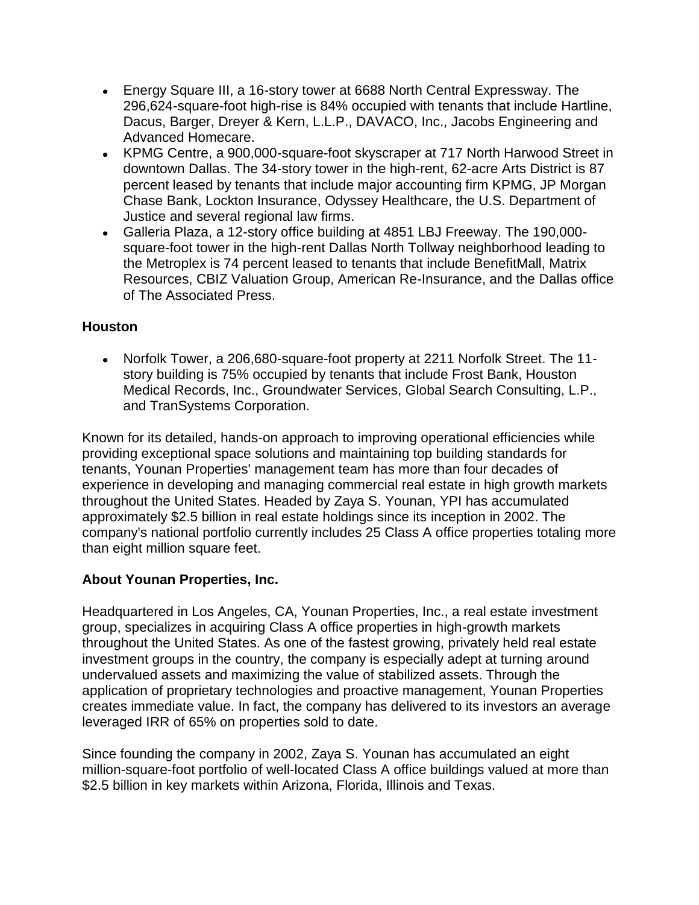- Energy Square III, a 16-story tower at 6688 North Central Expressway. The 296,624-square-foot high-rise is 84% occupied with tenants that include Hartline, Dacus, Barger, Dreyer & Kern, L.L.P., DAVACO, Inc., Jacobs Engineering and Advanced Homecare.
- KPMG Centre, a 900,000-square-foot skyscraper at 717 North Harwood Street in downtown Dallas. The 34-story tower in the high-rent, 62-acre Arts District is 87 percent leased by tenants that include major accounting firm KPMG, JP Morgan Chase Bank, Lockton Insurance, Odyssey Healthcare, the U.S. Department of Justice and several regional law firms.
- Galleria Plaza, a 12-story office building at 4851 LBJ Freeway. The 190,000-square-foot tower in the high-rent Dallas North Tollway neighborhood leading to the Metroplex is 74 percent leased to tenants that include BenefitMall, Matrix Resources, CBIZ Valuation Group, American Re-Insurance, and the Dallas office of The Associated Press.

**Houston**

- Norfolk Tower, a 206,680-square-foot property at 2211 Norfolk Street. The 11-story building is 75% occupied by tenants that include Frost Bank, Houston Medical Records, Inc., Groundwater Services, Global Search Consulting, L.P., and TranSystems Corporation.

Known for its detailed, hands-on approach to improving operational efficiencies while providing exceptional space solutions and maintaining top building standards for tenants, Younan Properties' management team has more than four decades of experience in developing and managing commercial real estate in high growth markets throughout the United States. Headed by Zaya S. Younan, YPI has accumulated approximately $2.5 billion in real estate holdings since its inception in 2002. The company's national portfolio currently includes 25 Class A office properties totaling more than eight million square feet.

**About Younan Properties, Inc.**

Headquartered in Los Angeles, CA, Younan Properties, Inc., a real estate investment group, specializes in acquiring Class A office properties in high-growth markets throughout the United States. As one of the fastest growing, privately held real estate investment groups in the country, the company is especially adept at turning around undervalued assets and maximizing the value of stabilized assets. Through the application of proprietary technologies and proactive management, Younan Properties creates immediate value. In fact, the company has delivered to its investors an average leveraged IRR of 65% on properties sold to date.

Since founding the company in 2002, Zaya S. Younan has accumulated an eight million-square-foot portfolio of well-located Class A office buildings valued at more than $2.5 billion in key markets within Arizona, Florida, Illinois and Texas.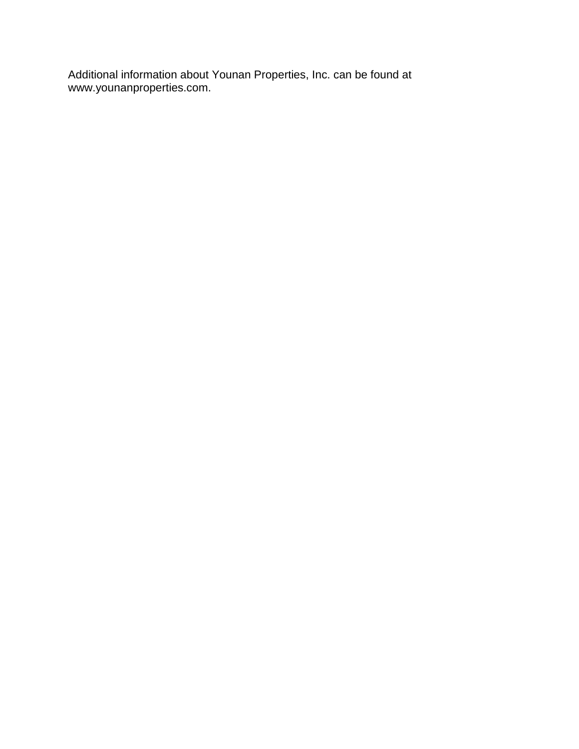Additional information about Younan Properties, Inc. can be found at www.younanproperties.com.